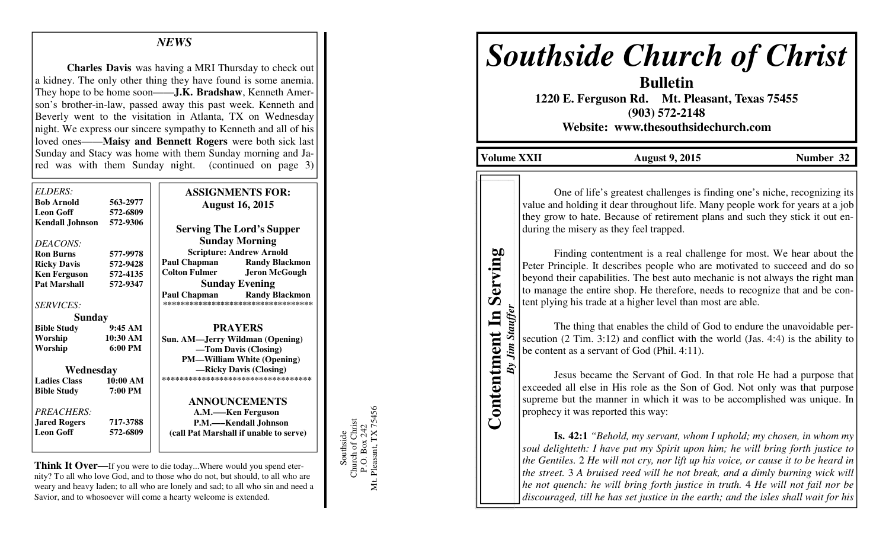## NEWS

**Charles Davis** was having a MRI Thursday to check out a kidney. The only other thing they have found is some anemia. They hope to be home soon——**J.K. Bradshaw**, Kenneth Amerson's brother-in-law, passed away this past week. Kenneth and Beverly went to the visitation in Atlanta, TX on Wednesday night. We express our sincere sympathy to Kenneth and all of his loved ones——**Maisy and Bennett Rogers** were both sick last Sunday and Stacy was home with them Sunday morning and Jared was with them Sunday night. (continued on page 3)

*ELDERS:*

| | |
|---|---|
| **Bob Arnold** | **563-2977** |
| **Leon Goff** | **572-6809** |
| **Kendall Johnson** | **572-9306** |

*DEACONS:*

| | |
|---|---|
| **Ron Burns** | **577-9978** |
| **Ricky Davis** | **572-9428** |
| **Ken Ferguson** | **572-4135** |
| **Pat Marshall** | **572-9347** |

*SERVICES:*

**Sunday**

| | |
|---|---|
| **Bible Study** | **9:45 AM** |
| **Worship** | **10:30 AM** |
| **Worship** | **6:00 PM** |

**Wednesday**

| | |
|---|---|
| **Ladies Class** | **10:00 AM** |
| **Bible Study** | **7:00 PM** |

*PREACHERS:*

| | |
|---|---|
| **Jared Rogers** | **717-3788** |
| **Leon Goff** | **572-6809** |

**ASSIGNMENTS FOR: August 16, 2015**

**Serving The Lord's Supper**

**Sunday Morning**

**Scripture: Andrew Arnold**

| | |
|---|---|
| **Paul Chapman** | **Randy Blackmon** |
| **Colton Fulmer** | **Jeron McGough** |

**Sunday Evening**

| | |
|---|---|
| **Paul Chapman** | **Randy Blackmon** |

**********************************

**PRAYERS**

**Sun. AM—Jerry Wildman (Opening)**
**—Tom Davis (Closing)**
**PM—William White (Opening)**
**—Ricky Davis (Closing)**

**********************************

**ANNOUNCEMENTS**

**A.M.——Ken Ferguson**
**P.M.——Kendall Johnson**
**(call Pat Marshall if unable to serve)**

**Think It Over—**If you were to die today...Where would you spend eternity? To all who love God, and to those who do not, but should, to all who are weary and heavy laden; to all who are lonely and sad; to all who sin and need a Savior, and to whosoever will come a hearty welcome is extended.

Southside
Church of Christ
P.O. Box 242
Mt. Pleasant, TX 75456

# *Southside Church of Christ*

**Bulletin**

**1220 E. Ferguson Rd. Mt. Pleasant, Texas 75455**
**(903) 572-2148**
**Website: www.thesouthsidechurch.com**

**Volume XXII** **August 9, 2015** **Number 32**

## Contentment In Serving

***By Jim Stauffer***

One of life's greatest challenges is finding one's niche, recognizing its value and holding it dear throughout life. Many people work for years at a job they grow to hate. Because of retirement plans and such they stick it out enduring the misery as they feel trapped.

Finding contentment is a real challenge for most. We hear about the Peter Principle. It describes people who are motivated to succeed and do so beyond their capabilities. The best auto mechanic is not always the right man to manage the entire shop. He therefore, needs to recognize that and be content plying his trade at a higher level than most are able.

The thing that enables the child of God to endure the unavoidable persecution (2 Tim. 3:12) and conflict with the world (Jas. 4:4) is the ability to be content as a servant of God (Phil. 4:11).

Jesus became the Servant of God. In that role He had a purpose that exceeded all else in His role as the Son of God. Not only was that purpose supreme but the manner in which it was to be accomplished was unique. In prophecy it was reported this way:

**Is. 42:1** *"Behold, my servant, whom I uphold; my chosen, in whom my soul delighteth: I have put my Spirit upon him; he will bring forth justice to the Gentiles.* 2 *He will not cry, nor lift up his voice, or cause it to be heard in the street.* 3 *A bruised reed will he not break, and a dimly burning wick will he not quench: he will bring forth justice in truth.* 4 *He will not fail nor be discouraged, till he has set justice in the earth; and the isles shall wait for his*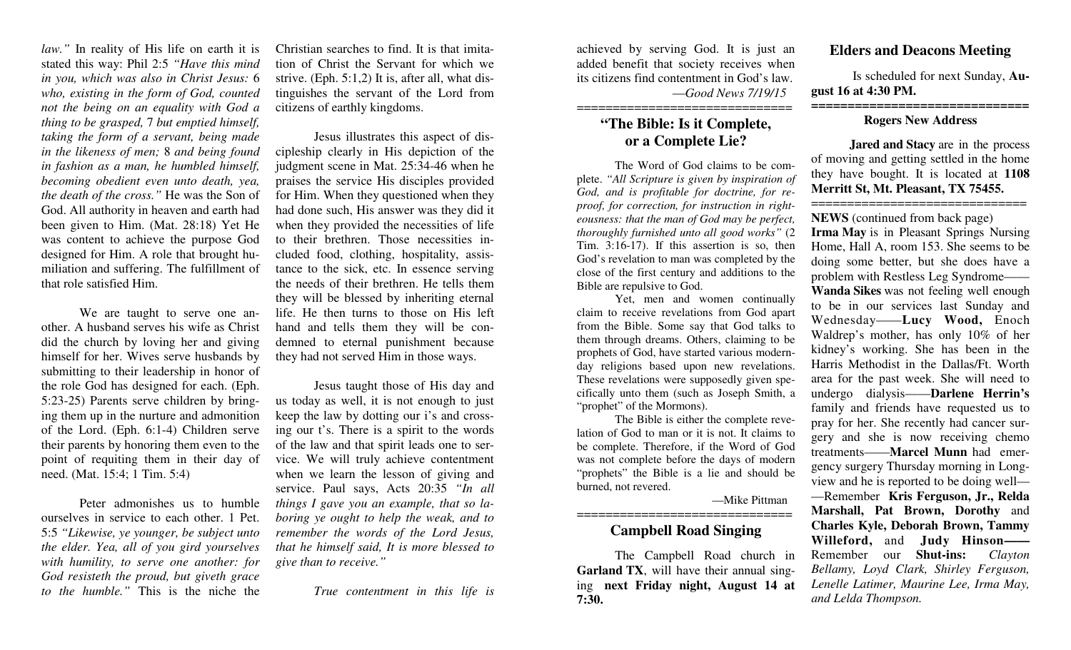*law."* In reality of His life on earth it is stated this way: Phil 2:5 *"Have this mind in you, which was also in Christ Jesus:* 6 *who, existing in the form of God, counted not the being on an equality with God a thing to be grasped,* 7 *but emptied himself, taking the form of a servant, being made in the likeness of men;* 8 *and being found in fashion as a man, he humbled himself, becoming obedient even unto death, yea, the death of the cross."* He was the Son of God. All authority in heaven and earth had been given to Him. (Mat. 28:18) Yet He was content to achieve the purpose God designed for Him. A role that brought humiliation and suffering. The fulfillment of that role satisfied Him.

We are taught to serve one another. A husband serves his wife as Christ did the church by loving her and giving himself for her. Wives serve husbands by submitting to their leadership in honor of the role God has designed for each. (Eph. 5:23-25) Parents serve children by bringing them up in the nurture and admonition of the Lord. (Eph. 6:1-4) Children serve their parents by honoring them even to the point of requiting them in their day of need. (Mat. 15:4; 1 Tim. 5:4)

Peter admonishes us to humble ourselves in service to each other. 1 Pet. 5:5 *"Likewise, ye younger, be subject unto the elder. Yea, all of you gird yourselves with humility, to serve one another: for God resisteth the proud, but giveth grace to the humble."* This is the niche the Christian searches to find. It is that imitation of Christ the Servant for which we strive. (Eph. 5:1,2) It is, after all, what distinguishes the servant of the Lord from citizens of earthly kingdoms.

Jesus illustrates this aspect of discipleship clearly in His depiction of the judgment scene in Mat. 25:34-46 when he praises the service His disciples provided for Him. When they questioned when they had done such, His answer was they did it when they provided the necessities of life to their brethren. Those necessities included food, clothing, hospitality, assistance to the sick, etc. In essence serving the needs of their brethren. He tells them they will be blessed by inheriting eternal life. He then turns to those on His left hand and tells them they will be condemned to eternal punishment because they had not served Him in those ways.

Jesus taught those of His day and us today as well, it is not enough to just keep the law by dotting our i's and crossing our t's. There is a spirit to the words of the law and that spirit leads one to service. We will truly achieve contentment when we learn the lesson of giving and service. Paul says, Acts 20:35 *"In all things I gave you an example, that so laboring ye ought to help the weak, and to remember the words of the Lord Jesus, that he himself said, It is more blessed to give than to receive."*

*True contentment in this life is* achieved by serving God. It is just an added benefit that society receives when its citizens find contentment in God's law.

*—Good News 7/19/15*

## "The Bible: Is it Complete, or a Complete Lie?

The Word of God claims to be complete. *"All Scripture is given by inspiration of God, and is profitable for doctrine, for reproof, for correction, for instruction in righteousness: that the man of God may be perfect, thoroughly furnished unto all good works"* (2 Tim. 3:16-17). If this assertion is so, then God's revelation to man was completed by the close of the first century and additions to the Bible are repulsive to God.

Yet, men and women continually claim to receive revelations from God apart from the Bible. Some say that God talks to them through dreams. Others, claiming to be prophets of God, have started various modern-day religions based upon new revelations. These revelations were supposedly given specifically unto them (such as Joseph Smith, a "prophet" of the Mormons).

The Bible is either the complete revelation of God to man or it is not. It claims to be complete. Therefore, if the Word of God was not complete before the days of modern "prophets" the Bible is a lie and should be burned, not revered.

—Mike Pittman

## Campbell Road Singing

The Campbell Road church in **Garland TX**, will have their annual singing **next Friday night, August 14 at 7:30.**

## Elders and Deacons Meeting

Is scheduled for next Sunday, **August 16 at 4:30 PM.**

### Rogers New Address

**Jared and Stacy** are in the process of moving and getting settled in the home they have bought. It is located at **1108 Merritt St, Mt. Pleasant, TX 75455.**

**NEWS** (continued from back page)
**Irma May** is in Pleasant Springs Nursing Home, Hall A, room 153. She seems to be doing some better, but she does have a problem with Restless Leg Syndrome——**Wanda Sikes** was not feeling well enough to be in our services last Sunday and Wednesday——**Lucy Wood,** Enoch Waldrep's mother, has only 10% of her kidney's working. She has been in the Harris Methodist in the Dallas/Ft. Worth area for the past week. She will need to undergo dialysis——**Darlene Herrin's** family and friends have requested us to pray for her. She recently had cancer surgery and she is now receiving chemo treatments——**Marcel Munn** had emergency surgery Thursday morning in Longview and he is reported to be doing well——Remember **Kris Ferguson, Jr., Relda Marshall, Pat Brown, Dorothy** and **Charles Kyle, Deborah Brown, Tammy Willeford,** and **Judy Hinson——** Remember our **Shut-ins:** *Clayton Bellamy, Loyd Clark, Shirley Ferguson, Lenelle Latimer, Maurine Lee, Irma May, and Lelda Thompson.*